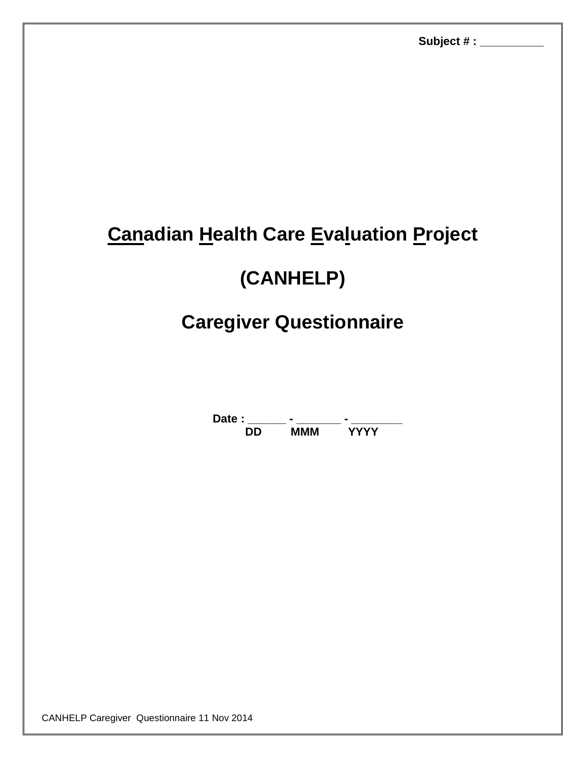Subject # : __________

# Canadian Health Care Evaluation Project

# (CANHELP)

# Caregiver Questionnaire

**Date : ______ - _______ - ________**
**DD MMM YYYY**

CANHELP Caregiver Questionnaire 11 Nov 2014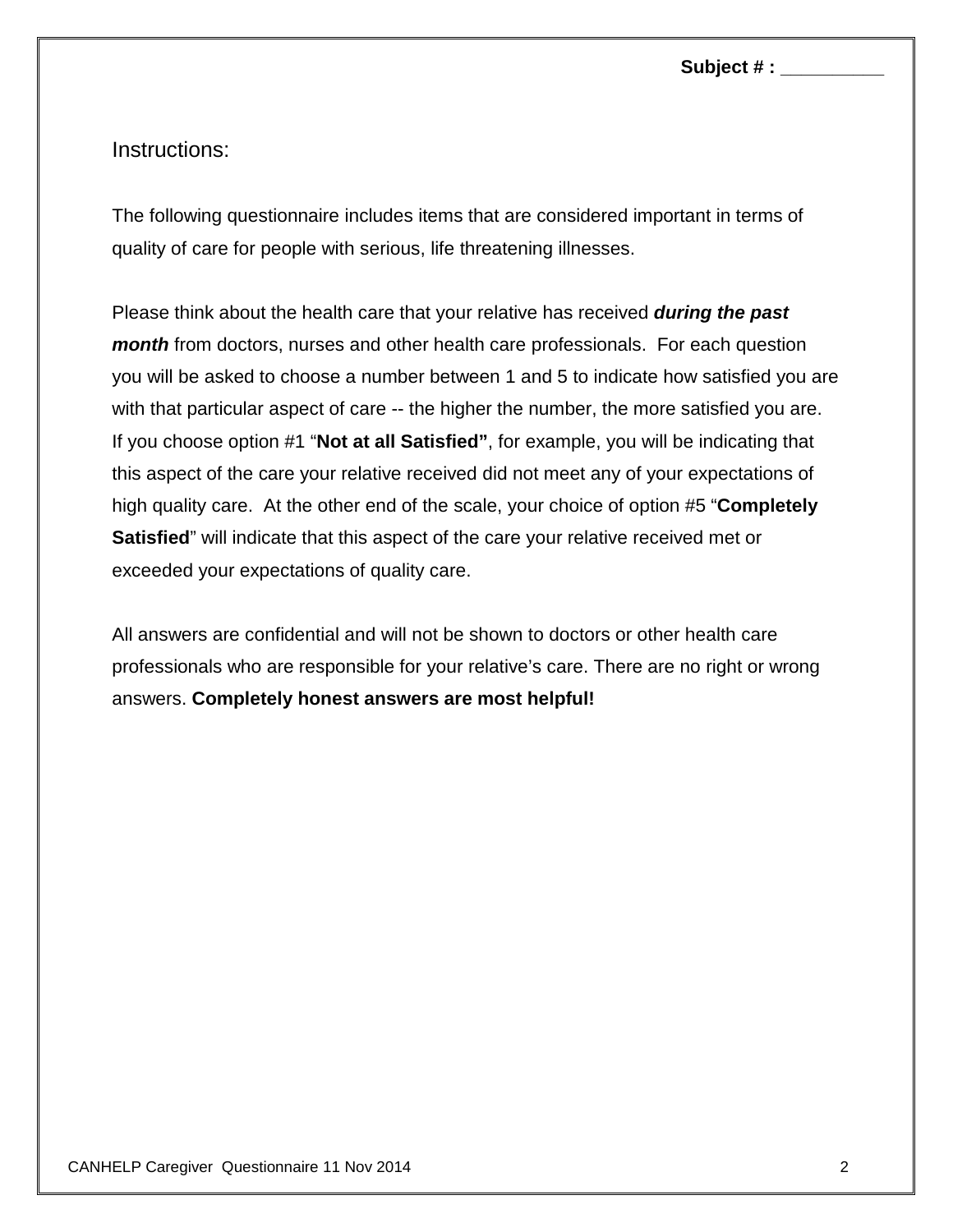**Subject # :** __________

Instructions:

The following questionnaire includes items that are considered important in terms of quality of care for people with serious, life threatening illnesses.

Please think about the health care that your relative has received ***during the past month*** from doctors, nurses and other health care professionals. For each question you will be asked to choose a number between 1 and 5 to indicate how satisfied you are with that particular aspect of care -- the higher the number, the more satisfied you are. If you choose option #1 "**Not at all Satisfied"**, for example, you will be indicating that this aspect of the care your relative received did not meet any of your expectations of high quality care. At the other end of the scale, your choice of option #5 "**Completely Satisfied**" will indicate that this aspect of the care your relative received met or exceeded your expectations of quality care.

All answers are confidential and will not be shown to doctors or other health care professionals who are responsible for your relative's care. There are no right or wrong answers. **Completely honest answers are most helpful!**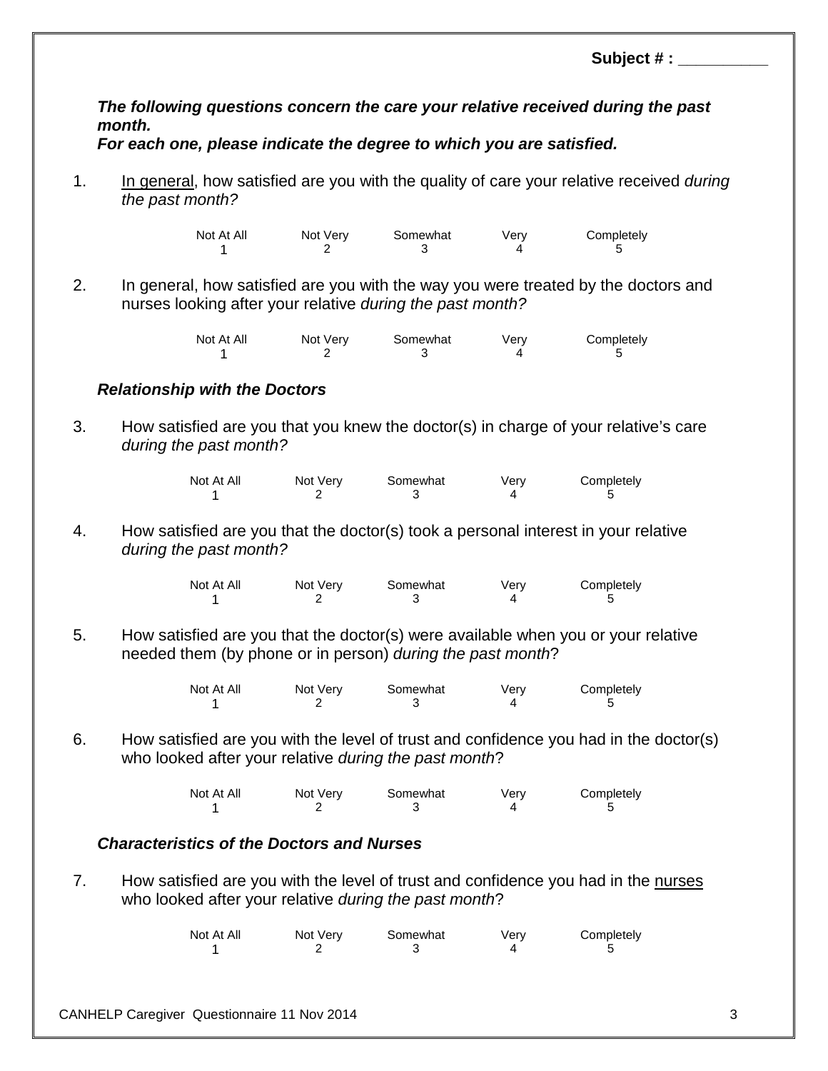**Subject # : __________**

***The following questions concern the care your relative received during the past month.***
***For each one, please indicate the degree to which you are satisfied.***

1. <u>In general</u>, how satisfied are you with the quality of care your relative received *during the past month?*

| Not At All | Not Very | Somewhat | Very | Completely |
|---|---|---|---|---|
| 1 | 2 | 3 | 4 | 5 |

2. In general, how satisfied are you with the way you were treated by the doctors and nurses looking after your relative *during the past month?*

| Not At All | Not Very | Somewhat | Very | Completely |
|---|---|---|---|---|
| 1 | 2 | 3 | 4 | 5 |

### *Relationship with the Doctors*

3. How satisfied are you that you knew the doctor(s) in charge of your relative's care *during the past month?*

| Not At All | Not Very | Somewhat | Very | Completely |
|---|---|---|---|---|
| 1 | 2 | 3 | 4 | 5 |

4. How satisfied are you that the doctor(s) took a personal interest in your relative *during the past month?*

| Not At All | Not Very | Somewhat | Very | Completely |
|---|---|---|---|---|
| 1 | 2 | 3 | 4 | 5 |

5. How satisfied are you that the doctor(s) were available when you or your relative needed them (by phone or in person) *during the past month*?

| Not At All | Not Very | Somewhat | Very | Completely |
|---|---|---|---|---|
| 1 | 2 | 3 | 4 | 5 |

6. How satisfied are you with the level of trust and confidence you had in the doctor(s) who looked after your relative *during the past month*?

| Not At All | Not Very | Somewhat | Very | Completely |
|---|---|---|---|---|
| 1 | 2 | 3 | 4 | 5 |

### *Characteristics of the Doctors and Nurses*

7. How satisfied are you with the level of trust and confidence you had in the <u>nurses</u> who looked after your relative *during the past month*?

| Not At All | Not Very | Somewhat | Very | Completely |
|---|---|---|---|---|
| 1 | 2 | 3 | 4 | 5 |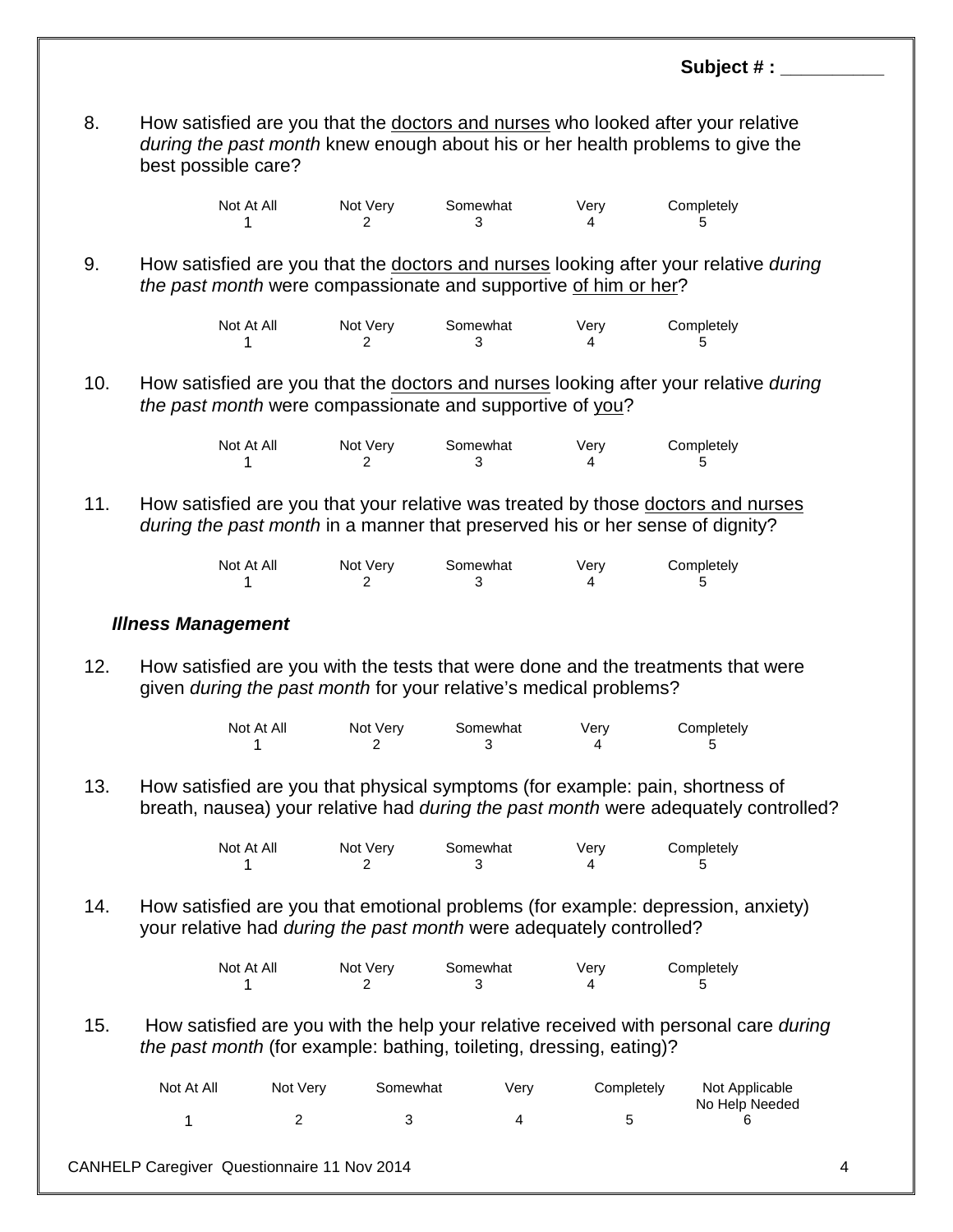Subject # : __________

8. How satisfied are you that the <u>doctors and nurses</u> who looked after your relative *during the past month* knew enough about his or her health problems to give the best possible care?

| Not At All | Not Very | Somewhat | Very | Completely |
|---|---|---|---|---|
| 1 | 2 | 3 | 4 | 5 |

9. How satisfied are you that the <u>doctors and nurses</u> looking after your relative *during the past month* were compassionate and supportive <u>of him or her</u>?

| Not At All | Not Very | Somewhat | Very | Completely |
|---|---|---|---|---|
| 1 | 2 | 3 | 4 | 5 |

10. How satisfied are you that the <u>doctors and nurses</u> looking after your relative *during the past month* were compassionate and supportive of <u>you</u>?

| Not At All | Not Very | Somewhat | Very | Completely |
|---|---|---|---|---|
| 1 | 2 | 3 | 4 | 5 |

11. How satisfied are you that your relative was treated by those <u>doctors and nurses</u> *during the past month* in a manner that preserved his or her sense of dignity?

| Not At All | Not Very | Somewhat | Very | Completely |
|---|---|---|---|---|
| 1 | 2 | 3 | 4 | 5 |

### ***Illness Management***

12. How satisfied are you with the tests that were done and the treatments that were given *during the past month* for your relative's medical problems?

| Not At All | Not Very | Somewhat | Very | Completely |
|---|---|---|---|---|
| 1 | 2 | 3 | 4 | 5 |

13. How satisfied are you that physical symptoms (for example: pain, shortness of breath, nausea) your relative had *during the past month* were adequately controlled?

| Not At All | Not Very | Somewhat | Very | Completely |
|---|---|---|---|---|
| 1 | 2 | 3 | 4 | 5 |

14. How satisfied are you that emotional problems (for example: depression, anxiety) your relative had *during the past month* were adequately controlled?

| Not At All | Not Very | Somewhat | Very | Completely |
|---|---|---|---|---|
| 1 | 2 | 3 | 4 | 5 |

15. How satisfied are you with the help your relative received with personal care *during the past month* (for example: bathing, toileting, dressing, eating)?

| Not At All | Not Very | Somewhat | Very | Completely | Not Applicable No Help Needed |
|---|---|---|---|---|---|
| 1 | 2 | 3 | 4 | 5 | 6 |

CANHELP Caregiver Questionnaire 11 Nov 2014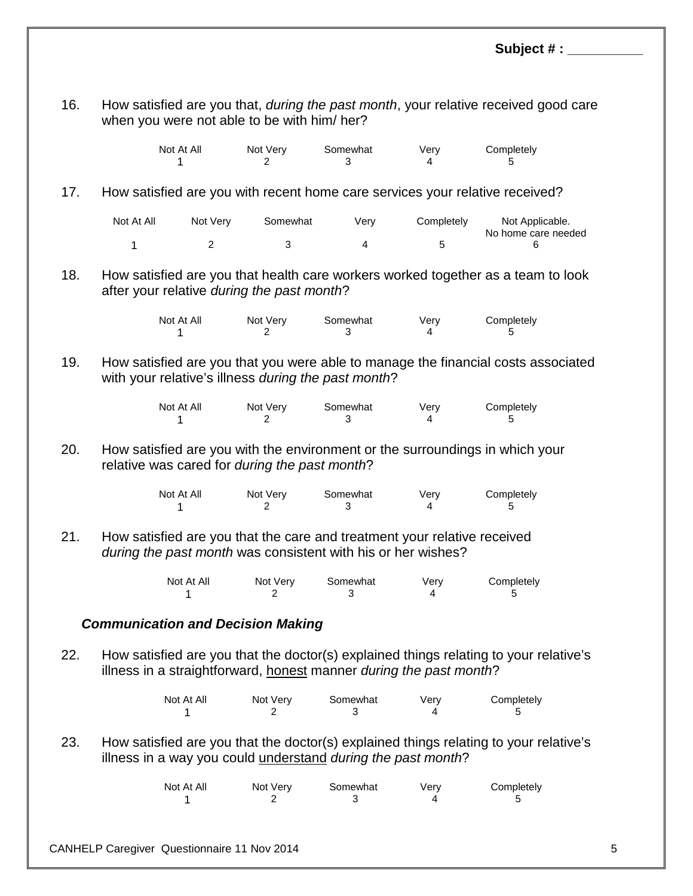Subject # : __________

16. How satisfied are you that, *during the past month*, your relative received good care when you were not able to be with him/ her?

| Not At All | Not Very | Somewhat | Very | Completely |
|---|---|---|---|---|
| 1 | 2 | 3 | 4 | 5 |

17. How satisfied are you with recent home care services your relative received?

| Not At All | Not Very | Somewhat | Very | Completely | Not Applicable. No home care needed |
|---|---|---|---|---|---|
| 1 | 2 | 3 | 4 | 5 | 6 |

18. How satisfied are you that health care workers worked together as a team to look after your relative *during the past month*?

| Not At All | Not Very | Somewhat | Very | Completely |
|---|---|---|---|---|
| 1 | 2 | 3 | 4 | 5 |

19. How satisfied are you that you were able to manage the financial costs associated with your relative's illness *during the past month*?

| Not At All | Not Very | Somewhat | Very | Completely |
|---|---|---|---|---|
| 1 | 2 | 3 | 4 | 5 |

20. How satisfied are you with the environment or the surroundings in which your relative was cared for *during the past month*?

| Not At All | Not Very | Somewhat | Very | Completely |
|---|---|---|---|---|
| 1 | 2 | 3 | 4 | 5 |

21. How satisfied are you that the care and treatment your relative received *during the past month* was consistent with his or her wishes?

| Not At All | Not Very | Somewhat | Very | Completely |
|---|---|---|---|---|
| 1 | 2 | 3 | 4 | 5 |

### *Communication and Decision Making*

22. How satisfied are you that the doctor(s) explained things relating to your relative's illness in a straightforward, <u>honest</u> manner *during the past month*?

| Not At All | Not Very | Somewhat | Very | Completely |
|---|---|---|---|---|
| 1 | 2 | 3 | 4 | 5 |

23. How satisfied are you that the doctor(s) explained things relating to your relative's illness in a way you could <u>understand</u> *during the past month*?

| Not At All | Not Very | Somewhat | Very | Completely |
|---|---|---|---|---|
| 1 | 2 | 3 | 4 | 5 |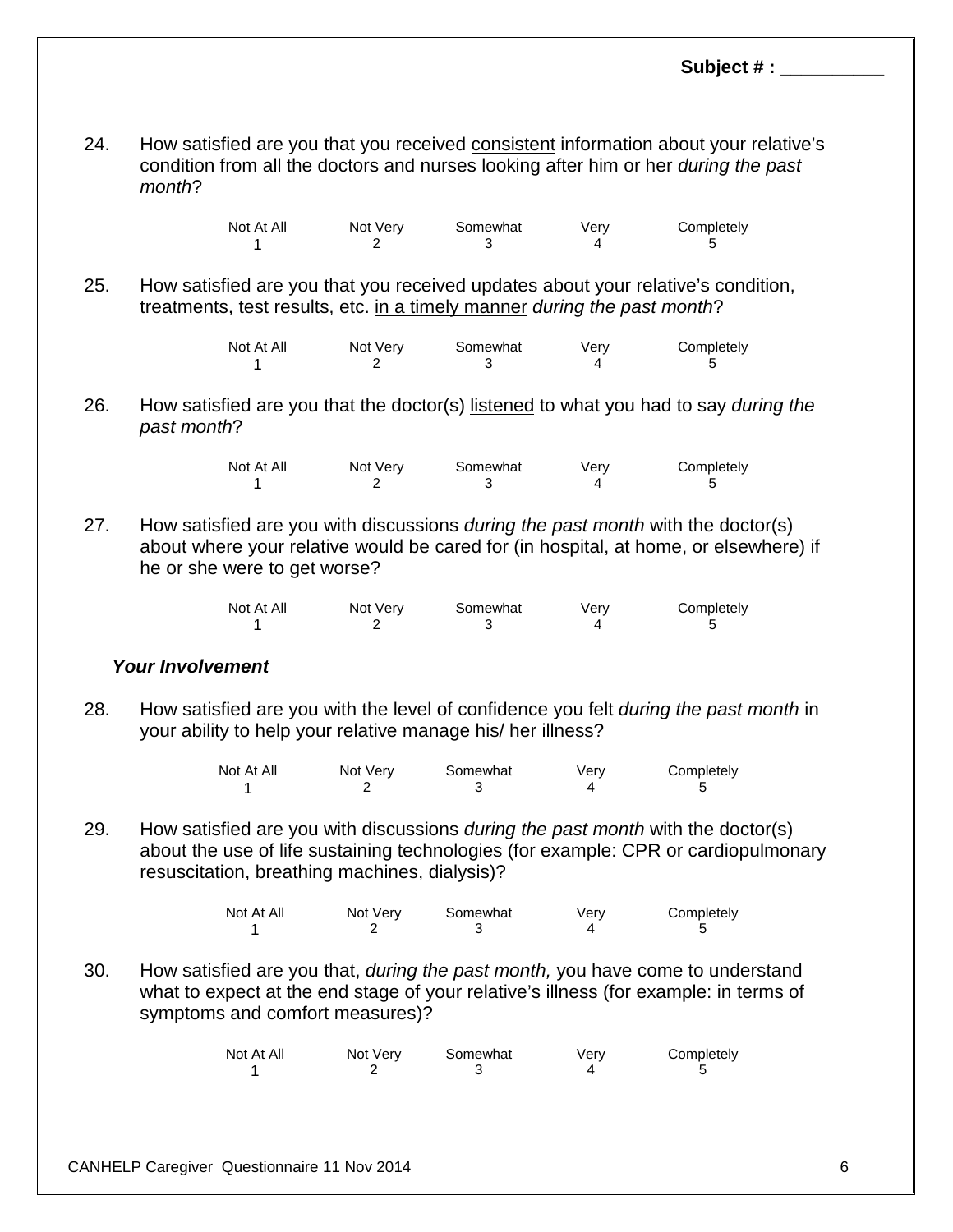Subject # : __________

24. How satisfied are you that you received <u>consistent</u> information about your relative's condition from all the doctors and nurses looking after him or her *during the past month*?

| Not At All | Not Very | Somewhat | Very | Completely |
|---|---|---|---|---|
| 1 | 2 | 3 | 4 | 5 |

25. How satisfied are you that you received updates about your relative's condition, treatments, test results, etc. <u>in a timely manner</u> *during the past month*?

| Not At All | Not Very | Somewhat | Very | Completely |
|---|---|---|---|---|
| 1 | 2 | 3 | 4 | 5 |

26. How satisfied are you that the doctor(s) <u>listened</u> to what you had to say *during the past month*?

| Not At All | Not Very | Somewhat | Very | Completely |
|---|---|---|---|---|
| 1 | 2 | 3 | 4 | 5 |

27. How satisfied are you with discussions *during the past month* with the doctor(s) about where your relative would be cared for (in hospital, at home, or elsewhere) if he or she were to get worse?

| Not At All | Not Very | Somewhat | Very | Completely |
|---|---|---|---|---|
| 1 | 2 | 3 | 4 | 5 |

### *Your Involvement*

28. How satisfied are you with the level of confidence you felt *during the past month* in your ability to help your relative manage his/ her illness?

| Not At All | Not Very | Somewhat | Very | Completely |
|---|---|---|---|---|
| 1 | 2 | 3 | 4 | 5 |

29. How satisfied are you with discussions *during the past month* with the doctor(s) about the use of life sustaining technologies (for example: CPR or cardiopulmonary resuscitation, breathing machines, dialysis)?

| Not At All | Not Very | Somewhat | Very | Completely |
|---|---|---|---|---|
| 1 | 2 | 3 | 4 | 5 |

30. How satisfied are you that, *during the past month,* you have come to understand what to expect at the end stage of your relative's illness (for example: in terms of symptoms and comfort measures)?

| Not At All | Not Very | Somewhat | Very | Completely |
|---|---|---|---|---|
| 1 | 2 | 3 | 4 | 5 |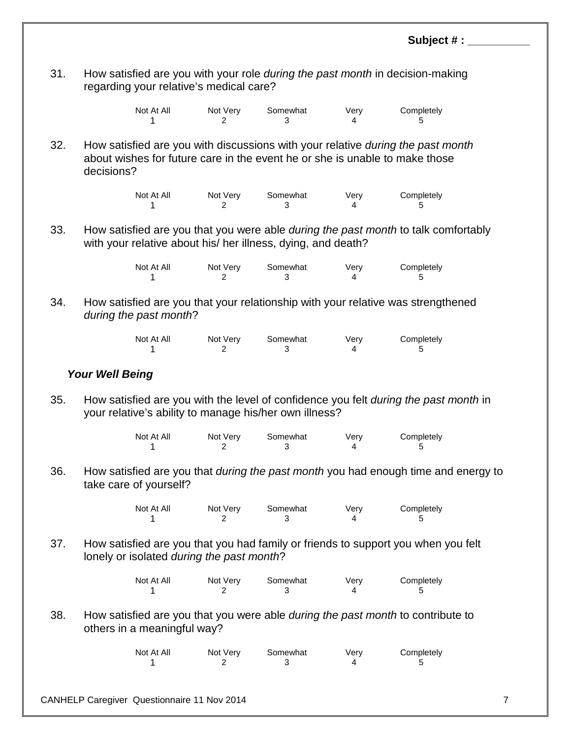Subject # : __________

31. How satisfied are you with your role *during the past month* in decision-making regarding your relative's medical care?

| Not At All | Not Very | Somewhat | Very | Completely |
|---|---|---|---|---|
| 1 | 2 | 3 | 4 | 5 |

32. How satisfied are you with discussions with your relative *during the past month* about wishes for future care in the event he or she is unable to make those decisions?

| Not At All | Not Very | Somewhat | Very | Completely |
|---|---|---|---|---|
| 1 | 2 | 3 | 4 | 5 |

33. How satisfied are you that you were able *during the past month* to talk comfortably with your relative about his/ her illness, dying, and death?

| Not At All | Not Very | Somewhat | Very | Completely |
|---|---|---|---|---|
| 1 | 2 | 3 | 4 | 5 |

34. How satisfied are you that your relationship with your relative was strengthened *during the past month*?

| Not At All | Not Very | Somewhat | Very | Completely |
|---|---|---|---|---|
| 1 | 2 | 3 | 4 | 5 |

***Your Well Being***

35. How satisfied are you with the level of confidence you felt *during the past month* in your relative's ability to manage his/her own illness?

| Not At All | Not Very | Somewhat | Very | Completely |
|---|---|---|---|---|
| 1 | 2 | 3 | 4 | 5 |

36. How satisfied are you that *during the past month* you had enough time and energy to take care of yourself?

| Not At All | Not Very | Somewhat | Very | Completely |
|---|---|---|---|---|
| 1 | 2 | 3 | 4 | 5 |

37. How satisfied are you that you had family or friends to support you when you felt lonely or isolated *during the past month*?

| Not At All | Not Very | Somewhat | Very | Completely |
|---|---|---|---|---|
| 1 | 2 | 3 | 4 | 5 |

38. How satisfied are you that you were able *during the past month* to contribute to others in a meaningful way?

| Not At All | Not Very | Somewhat | Very | Completely |
|---|---|---|---|---|
| 1 | 2 | 3 | 4 | 5 |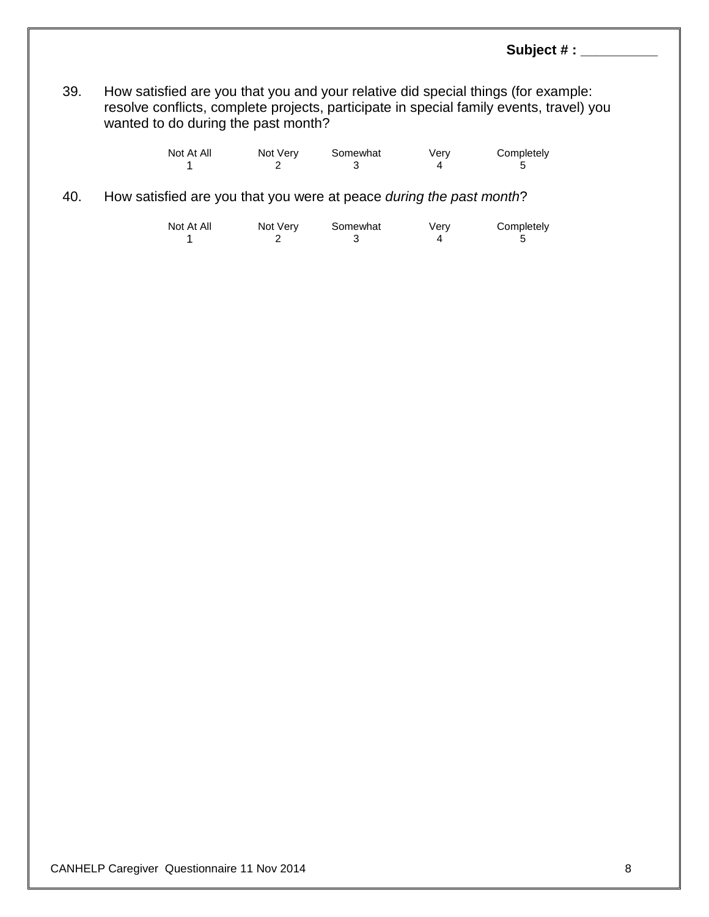Subject # : __________

39. How satisfied are you that you and your relative did special things (for example: resolve conflicts, complete projects, participate in special family events, travel) you wanted to do during the past month?

| Not At All | Not Very | Somewhat | Very | Completely |
|---|---|---|---|---|
| 1 | 2 | 3 | 4 | 5 |

40. How satisfied are you that you were at peace *during the past month*?

| Not At All | Not Very | Somewhat | Very | Completely |
|---|---|---|---|---|
| 1 | 2 | 3 | 4 | 5 |